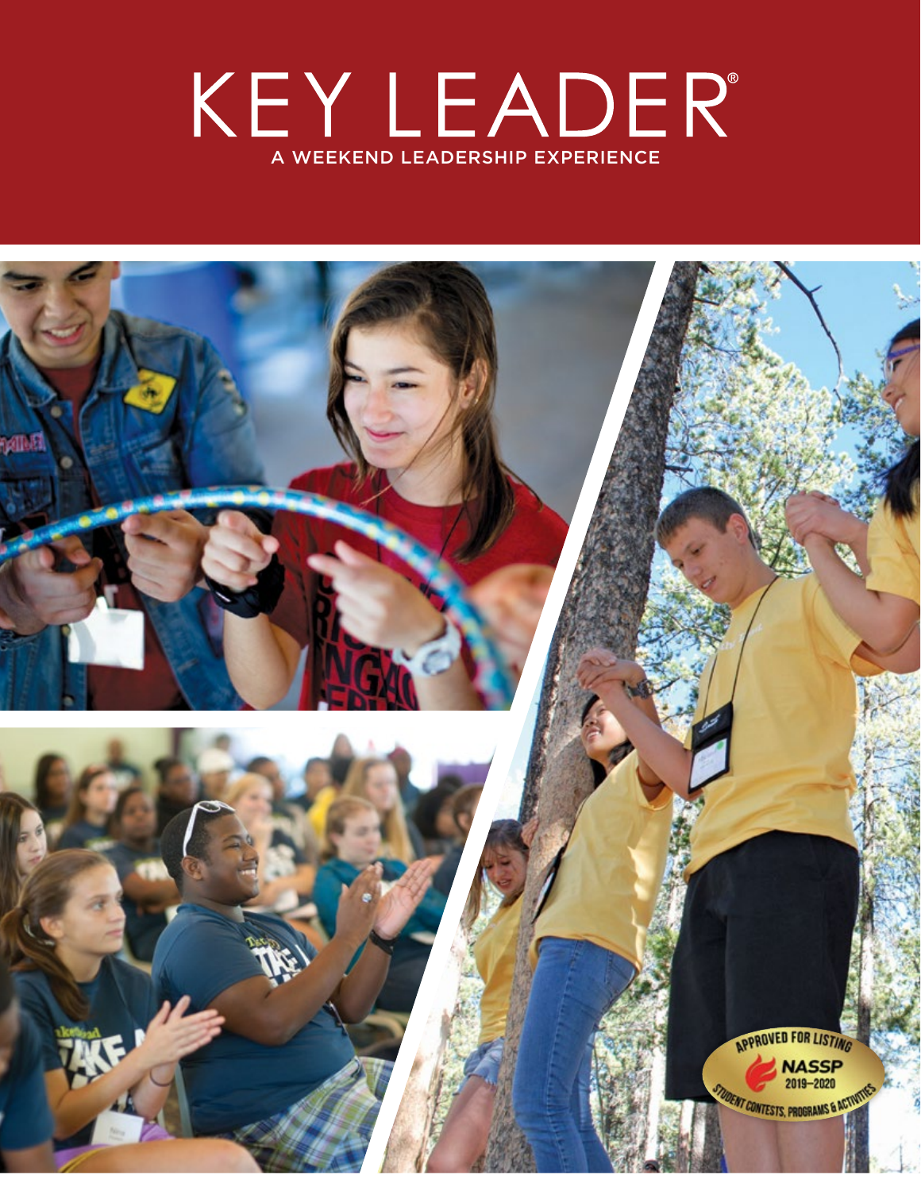# KEY LEADER®

A WEEKEND LEADERSHIP EXPERIENCE

APPROVED FOR LISTING NASSP 2019–2020 STUDENT CONTESTS, PROGRAMS & ACTIVITIES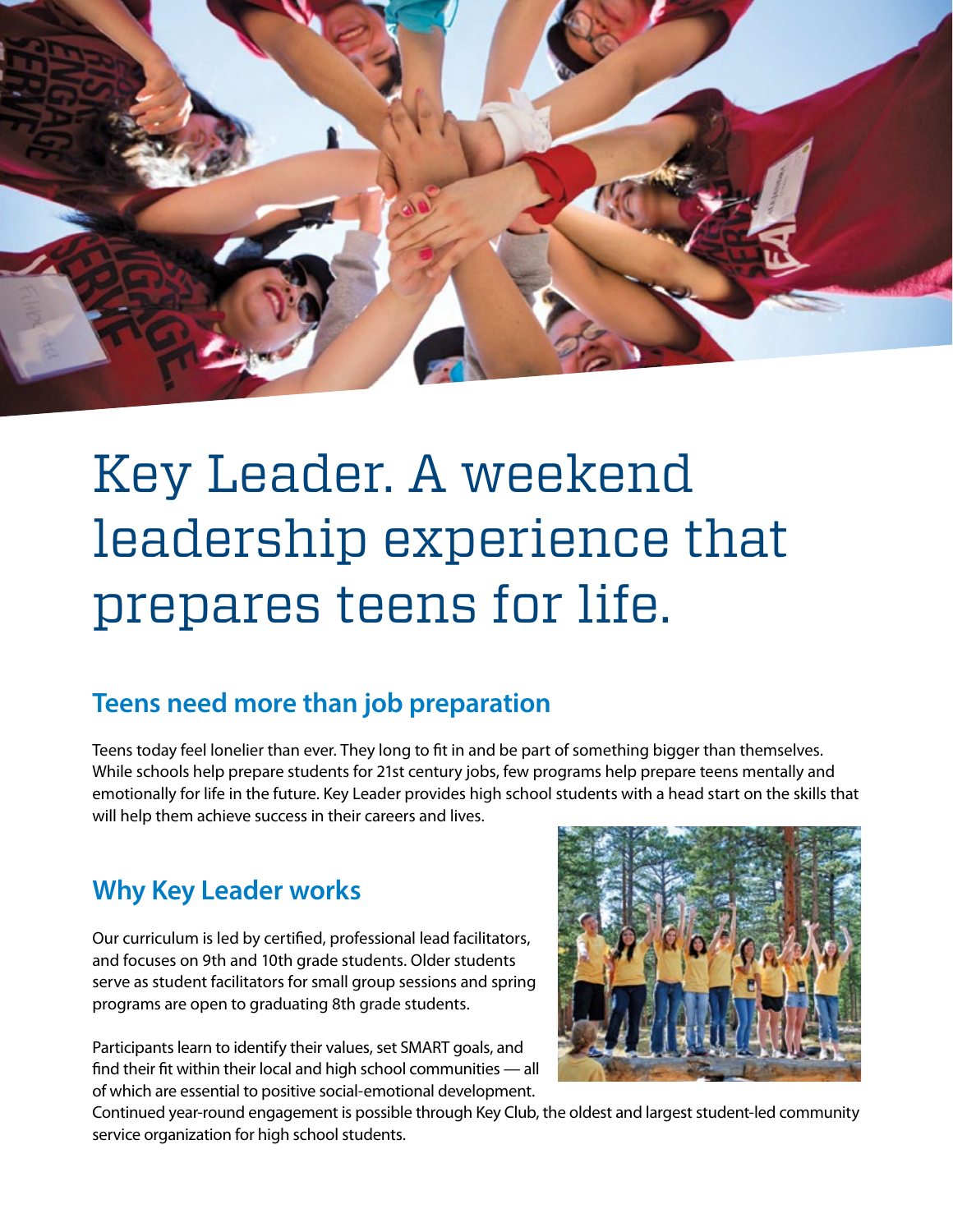# Key Leader. A weekend leadership experience that prepares teens for life.

## Teens need more than job preparation

Teens today feel lonelier than ever. They long to fit in and be part of something bigger than themselves. While schools help prepare students for 21st century jobs, few programs help prepare teens mentally and emotionally for life in the future. Key Leader provides high school students with a head start on the skills that will help them achieve success in their careers and lives.

## Why Key Leader works

Our curriculum is led by certified, professional lead facilitators, and focuses on 9th and 10th grade students. Older students serve as student facilitators for small group sessions and spring programs are open to graduating 8th grade students.

Participants learn to identify their values, set SMART goals, and find their fit within their local and high school communities — all of which are essential to positive social-emotional development. Continued year-round engagement is possible through Key Club, the oldest and largest student-led community service organization for high school students.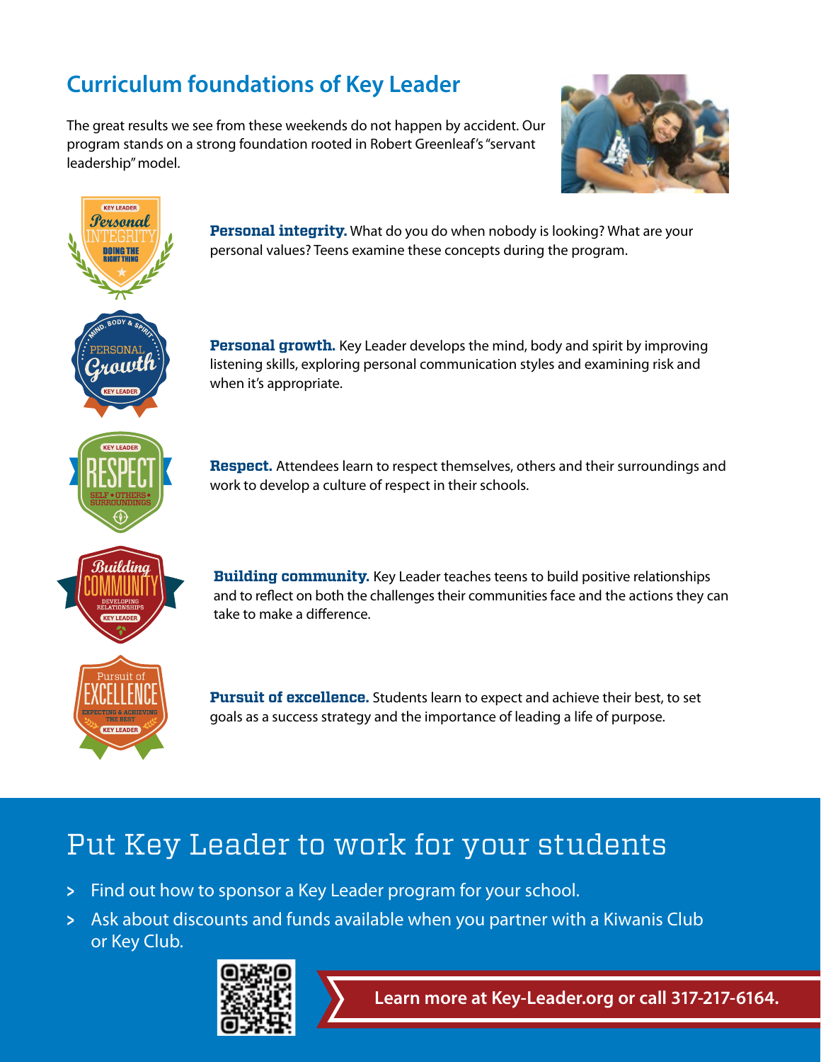## Curriculum foundations of Key Leader

The great results we see from these weekends do not happen by accident. Our program stands on a strong foundation rooted in Robert Greenleaf's "servant leadership" model.

**Personal integrity.** What do you do when nobody is looking? What are your personal values? Teens examine these concepts during the program.

**Personal growth.** Key Leader develops the mind, body and spirit by improving listening skills, exploring personal communication styles and examining risk and when it's appropriate.

**Respect.** Attendees learn to respect themselves, others and their surroundings and work to develop a culture of respect in their schools.

**Building community.** Key Leader teaches teens to build positive relationships and to reflect on both the challenges their communities face and the actions they can take to make a difference.

**Pursuit of excellence.** Students learn to expect and achieve their best, to set goals as a success strategy and the importance of leading a life of purpose.

## Put Key Leader to work for your students

> Find out how to sponsor a Key Leader program for your school.

> Ask about discounts and funds available when you partner with a Kiwanis Club or Key Club.

**Learn more at Key-Leader.org or call 317-217-6164.**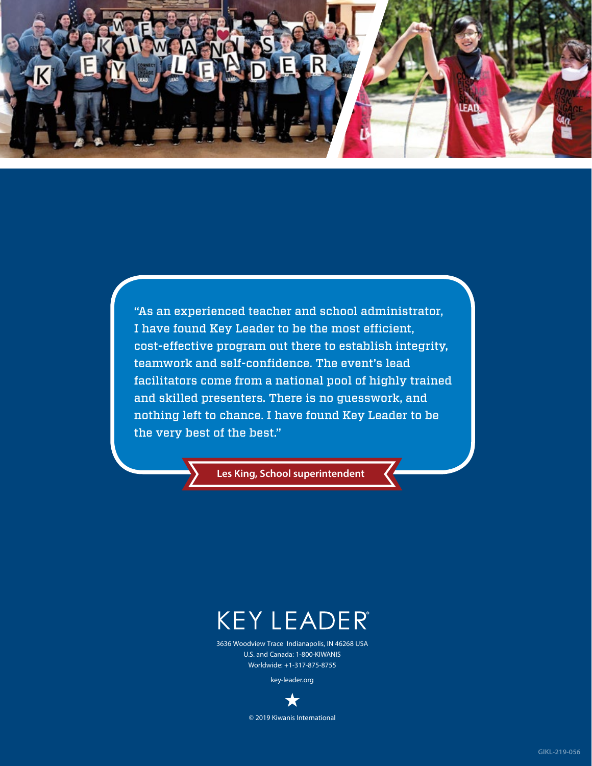"As an experienced teacher and school administrator, I have found Key Leader to be the most efficient, cost-effective program out there to establish integrity, teamwork and self-confidence. The event's lead facilitators come from a national pool of highly trained and skilled presenters. There is no guesswork, and nothing left to chance. I have found Key Leader to be the very best of the best."

**Les King, School superintendent**

# KEY LEADER®

3636 Woodview Trace Indianapolis, IN 46268 USA
U.S. and Canada: 1-800-KIWANIS
Worldwide: +1-317-875-8755

key-leader.org

★

© 2019 Kiwanis International

GIKL-219-056